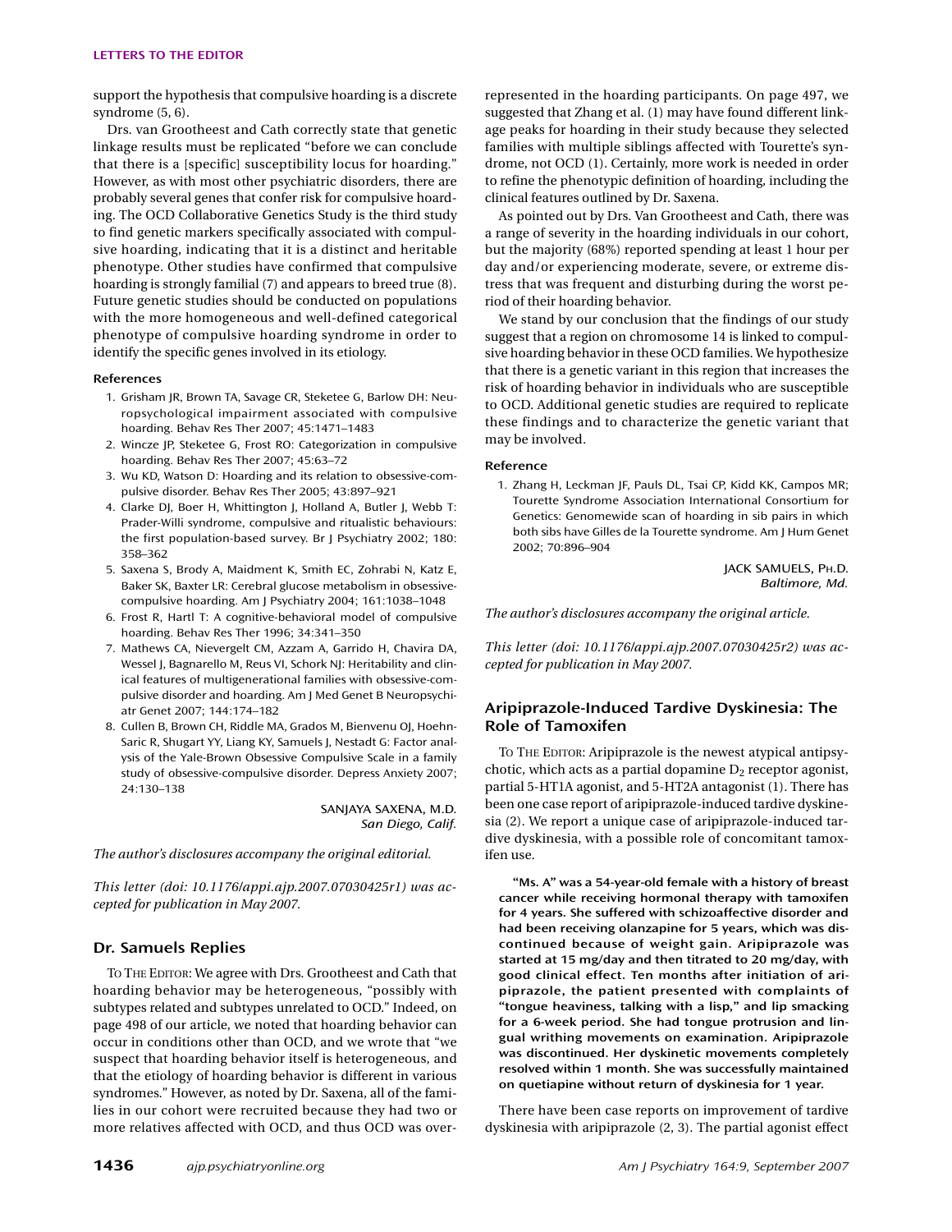support the hypothesis that compulsive hoarding is a discrete syndrome (5, 6).

Drs. van Grootheest and Cath correctly state that genetic linkage results must be replicated "before we can conclude that there is a [specific] susceptibility locus for hoarding." However, as with most other psychiatric disorders, there are probably several genes that confer risk for compulsive hoarding. The OCD Collaborative Genetics Study is the third study to find genetic markers specifically associated with compulsive hoarding, indicating that it is a distinct and heritable phenotype. Other studies have confirmed that compulsive hoarding is strongly familial (7) and appears to breed true (8). Future genetic studies should be conducted on populations with the more homogeneous and well-defined categorical phenotype of compulsive hoarding syndrome in order to identify the specific genes involved in its etiology.

#### References

1. Grisham JR, Brown TA, Savage CR, Steketee G, Barlow DH: Neuropsychological impairment associated with compulsive hoarding. Behav Res Ther 2007; 45:1471–1483
2. Wincze JP, Steketee G, Frost RO: Categorization in compulsive hoarding. Behav Res Ther 2007; 45:63–72
3. Wu KD, Watson D: Hoarding and its relation to obsessive-compulsive disorder. Behav Res Ther 2005; 43:897–921
4. Clarke DJ, Boer H, Whittington J, Holland A, Butler J, Webb T: Prader-Willi syndrome, compulsive and ritualistic behaviours: the first population-based survey. Br J Psychiatry 2002; 180: 358–362
5. Saxena S, Brody A, Maidment K, Smith EC, Zohrabi N, Katz E, Baker SK, Baxter LR: Cerebral glucose metabolism in obsessive-compulsive hoarding. Am J Psychiatry 2004; 161:1038–1048
6. Frost R, Hartl T: A cognitive-behavioral model of compulsive hoarding. Behav Res Ther 1996; 34:341–350
7. Mathews CA, Nievergelt CM, Azzam A, Garrido H, Chavira DA, Wessel J, Bagnarello M, Reus VI, Schork NJ: Heritability and clinical features of multigenerational families with obsessive-compulsive disorder and hoarding. Am J Med Genet B Neuropsychiatr Genet 2007; 144:174–182
8. Cullen B, Brown CH, Riddle MA, Grados M, Bienvenu OJ, Hoehn-Saric R, Shugart YY, Liang KY, Samuels J, Nestadt G: Factor analysis of the Yale-Brown Obsessive Compulsive Scale in a family study of obsessive-compulsive disorder. Depress Anxiety 2007; 24:130–138

SANJAYA SAXENA, M.D.
*San Diego, Calif.*

*The author's disclosures accompany the original editorial.*

*This letter (doi: 10.1176/appi.ajp.2007.07030425r1) was accepted for publication in May 2007.*

### Dr. Samuels Replies

TO THE EDITOR: We agree with Drs. Grootheest and Cath that hoarding behavior may be heterogeneous, "possibly with subtypes related and subtypes unrelated to OCD." Indeed, on page 498 of our article, we noted that hoarding behavior can occur in conditions other than OCD, and we wrote that "we suspect that hoarding behavior itself is heterogeneous, and that the etiology of hoarding behavior is different in various syndromes." However, as noted by Dr. Saxena, all of the families in our cohort were recruited because they had two or more relatives affected with OCD, and thus OCD was overrepresented in the hoarding participants. On page 497, we suggested that Zhang et al. (1) may have found different linkage peaks for hoarding in their study because they selected families with multiple siblings affected with Tourette's syndrome, not OCD (1). Certainly, more work is needed in order to refine the phenotypic definition of hoarding, including the clinical features outlined by Dr. Saxena.

As pointed out by Drs. Van Grootheest and Cath, there was a range of severity in the hoarding individuals in our cohort, but the majority (68%) reported spending at least 1 hour per day and/or experiencing moderate, severe, or extreme distress that was frequent and disturbing during the worst period of their hoarding behavior.

We stand by our conclusion that the findings of our study suggest that a region on chromosome 14 is linked to compulsive hoarding behavior in these OCD families. We hypothesize that there is a genetic variant in this region that increases the risk of hoarding behavior in individuals who are susceptible to OCD. Additional genetic studies are required to replicate these findings and to characterize the genetic variant that may be involved.

#### Reference

1. Zhang H, Leckman JF, Pauls DL, Tsai CP, Kidd KK, Campos MR; Tourette Syndrome Association International Consortium for Genetics: Genomewide scan of hoarding in sib pairs in which both sibs have Gilles de la Tourette syndrome. Am J Hum Genet 2002; 70:896–904

JACK SAMUELS, PH.D.
*Baltimore, Md.*

*The author's disclosures accompany the original article.*

*This letter (doi: 10.1176/appi.ajp.2007.07030425r2) was accepted for publication in May 2007.*

### Aripiprazole-Induced Tardive Dyskinesia: The Role of Tamoxifen

TO THE EDITOR: Aripiprazole is the newest atypical antipsychotic, which acts as a partial dopamine $D_2$ receptor agonist, partial 5-HT1A agonist, and 5-HT2A antagonist (1). There has been one case report of aripiprazole-induced tardive dyskinesia (2). We report a unique case of aripiprazole-induced tardive dyskinesia, with a possible role of concomitant tamoxifen use.

> **"Ms. A" was a 54-year-old female with a history of breast cancer while receiving hormonal therapy with tamoxifen for 4 years. She suffered with schizoaffective disorder and had been receiving olanzapine for 5 years, which was discontinued because of weight gain. Aripiprazole was started at 15 mg/day and then titrated to 20 mg/day, with good clinical effect. Ten months after initiation of aripiprazole, the patient presented with complaints of "tongue heaviness, talking with a lisp," and lip smacking for a 6-week period. She had tongue protrusion and lingual writhing movements on examination. Aripiprazole was discontinued. Her dyskinetic movements completely resolved within 1 month. She was successfully maintained on quetiapine without return of dyskinesia for 1 year.**

There have been case reports on improvement of tardive dyskinesia with aripiprazole (2, 3). The partial agonist effect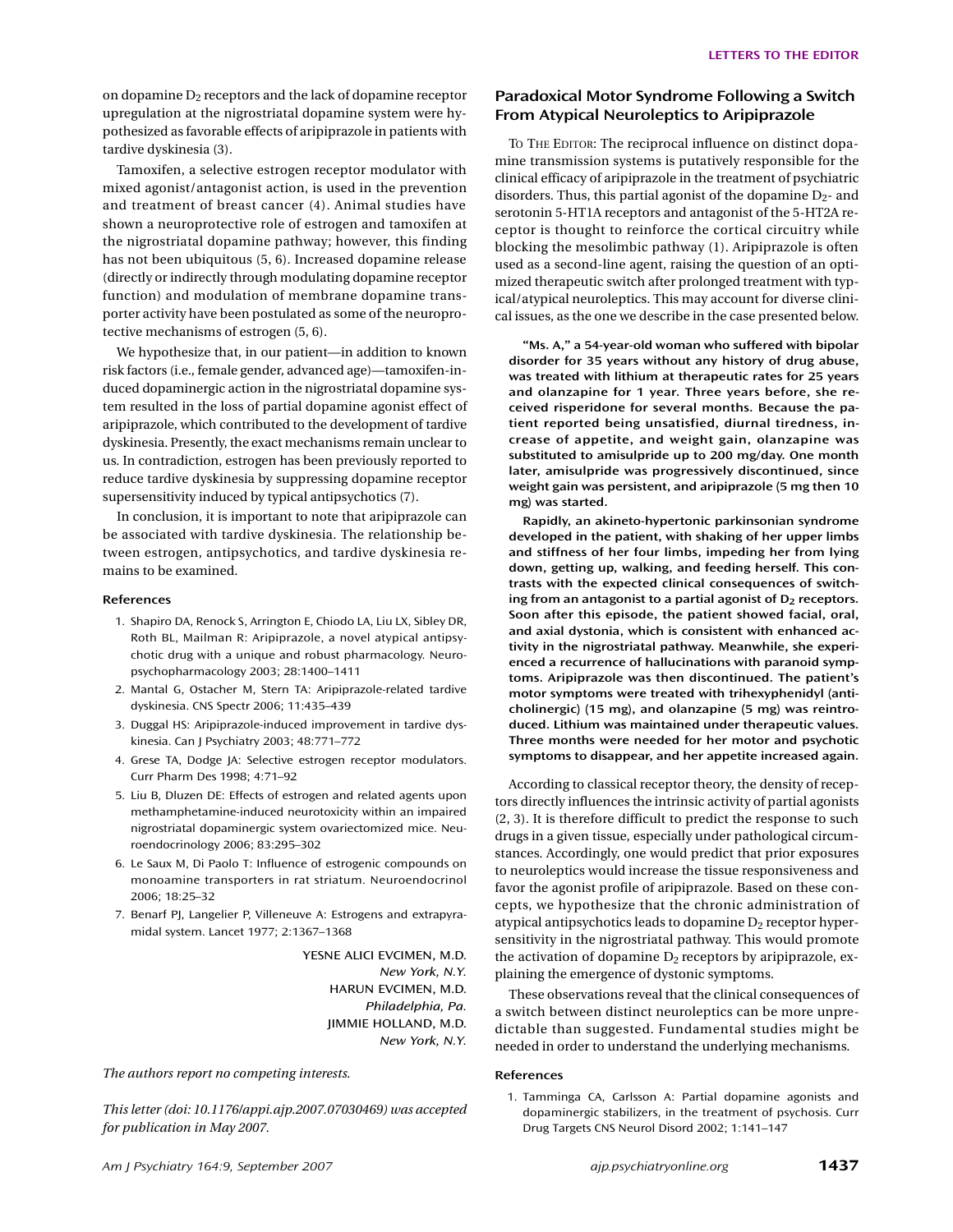on dopamine $D_2$ receptors and the lack of dopamine receptor upregulation at the nigrostriatal dopamine system were hypothesized as favorable effects of aripiprazole in patients with tardive dyskinesia (3).

Tamoxifen, a selective estrogen receptor modulator with mixed agonist/antagonist action, is used in the prevention and treatment of breast cancer (4). Animal studies have shown a neuroprotective role of estrogen and tamoxifen at the nigrostriatal dopamine pathway; however, this finding has not been ubiquitous (5, 6). Increased dopamine release (directly or indirectly through modulating dopamine receptor function) and modulation of membrane dopamine transporter activity have been postulated as some of the neuroprotective mechanisms of estrogen (5, 6).

We hypothesize that, in our patient—in addition to known risk factors (i.e., female gender, advanced age)—tamoxifen-induced dopaminergic action in the nigrostriatal dopamine system resulted in the loss of partial dopamine agonist effect of aripiprazole, which contributed to the development of tardive dyskinesia. Presently, the exact mechanisms remain unclear to us. In contradiction, estrogen has been previously reported to reduce tardive dyskinesia by suppressing dopamine receptor supersensitivity induced by typical antipsychotics (7).

In conclusion, it is important to note that aripiprazole can be associated with tardive dyskinesia. The relationship between estrogen, antipsychotics, and tardive dyskinesia remains to be examined.

#### References

1. Shapiro DA, Renock S, Arrington E, Chiodo LA, Liu LX, Sibley DR, Roth BL, Mailman R: Aripiprazole, a novel atypical antipsychotic drug with a unique and robust pharmacology. Neuropsychopharmacology 2003; 28:1400–1411
2. Mantal G, Ostacher M, Stern TA: Aripiprazole-related tardive dyskinesia. CNS Spectr 2006; 11:435–439
3. Duggal HS: Aripiprazole-induced improvement in tardive dyskinesia. Can J Psychiatry 2003; 48:771–772
4. Grese TA, Dodge JA: Selective estrogen receptor modulators. Curr Pharm Des 1998; 4:71–92
5. Liu B, Dluzen DE: Effects of estrogen and related agents upon methamphetamine-induced neurotoxicity within an impaired nigrostriatal dopaminergic system ovariectomized mice. Neuroendocrinology 2006; 83:295–302
6. Le Saux M, Di Paolo T: Influence of estrogenic compounds on monoamine transporters in rat striatum. Neuroendocrinol 2006; 18:25–32
7. Benarf PJ, Langelier P, Villeneuve A: Estrogens and extrapyramidal system. Lancet 1977; 2:1367–1368

YESNE ALICI EVCIMEN, M.D.
*New York, N.Y.*
HARUN EVCIMEN, M.D.
*Philadelphia, Pa.*
JIMMIE HOLLAND, M.D.
*New York, N.Y.*

*The authors report no competing interests.*

*This letter (doi: 10.1176/appi.ajp.2007.07030469) was accepted for publication in May 2007.*

## Paradoxical Motor Syndrome Following a Switch From Atypical Neuroleptics to Aripiprazole

To The Editor: The reciprocal influence on distinct dopamine transmission systems is putatively responsible for the clinical efficacy of aripiprazole in the treatment of psychiatric disorders. Thus, this partial agonist of the dopamine $D_2$- and serotonin 5-HT1A receptors and antagonist of the 5-HT2A receptor is thought to reinforce the cortical circuitry while blocking the mesolimbic pathway (1). Aripiprazole is often used as a second-line agent, raising the question of an optimized therapeutic switch after prolonged treatment with typical/atypical neuroleptics. This may account for diverse clinical issues, as the one we describe in the case presented below.

**"Ms. A," a 54-year-old woman who suffered with bipolar disorder for 35 years without any history of drug abuse, was treated with lithium at therapeutic rates for 25 years and olanzapine for 1 year. Three years before, she received risperidone for several months. Because the patient reported being unsatisfied, diurnal tiredness, increase of appetite, and weight gain, olanzapine was substituted to amisulpride up to 200 mg/day. One month later, amisulpride was progressively discontinued, since weight gain was persistent, and aripiprazole (5 mg then 10 mg) was started.**

**Rapidly, an akineto-hypertonic parkinsonian syndrome developed in the patient, with shaking of her upper limbs and stiffness of her four limbs, impeding her from lying down, getting up, walking, and feeding herself. This contrasts with the expected clinical consequences of switching from an antagonist to a partial agonist of $D_2$ receptors. Soon after this episode, the patient showed facial, oral, and axial dystonia, which is consistent with enhanced activity in the nigrostriatal pathway. Meanwhile, she experienced a recurrence of hallucinations with paranoid symptoms. Aripiprazole was then discontinued. The patient's motor symptoms were treated with trihexyphenidyl (anticholinergic) (15 mg), and olanzapine (5 mg) was reintroduced. Lithium was maintained under therapeutic values. Three months were needed for her motor and psychotic symptoms to disappear, and her appetite increased again.**

According to classical receptor theory, the density of receptors directly influences the intrinsic activity of partial agonists (2, 3). It is therefore difficult to predict the response to such drugs in a given tissue, especially under pathological circumstances. Accordingly, one would predict that prior exposures to neuroleptics would increase the tissue responsiveness and favor the agonist profile of aripiprazole. Based on these concepts, we hypothesize that the chronic administration of atypical antipsychotics leads to dopamine $D_2$ receptor hypersensitivity in the nigrostriatal pathway. This would promote the activation of dopamine $D_2$ receptors by aripiprazole, explaining the emergence of dystonic symptoms.

These observations reveal that the clinical consequences of a switch between distinct neuroleptics can be more unpredictable than suggested. Fundamental studies might be needed in order to understand the underlying mechanisms.

#### References

1. Tamminga CA, Carlsson A: Partial dopamine agonists and dopaminergic stabilizers, in the treatment of psychosis. Curr Drug Targets CNS Neurol Disord 2002; 1:141–147